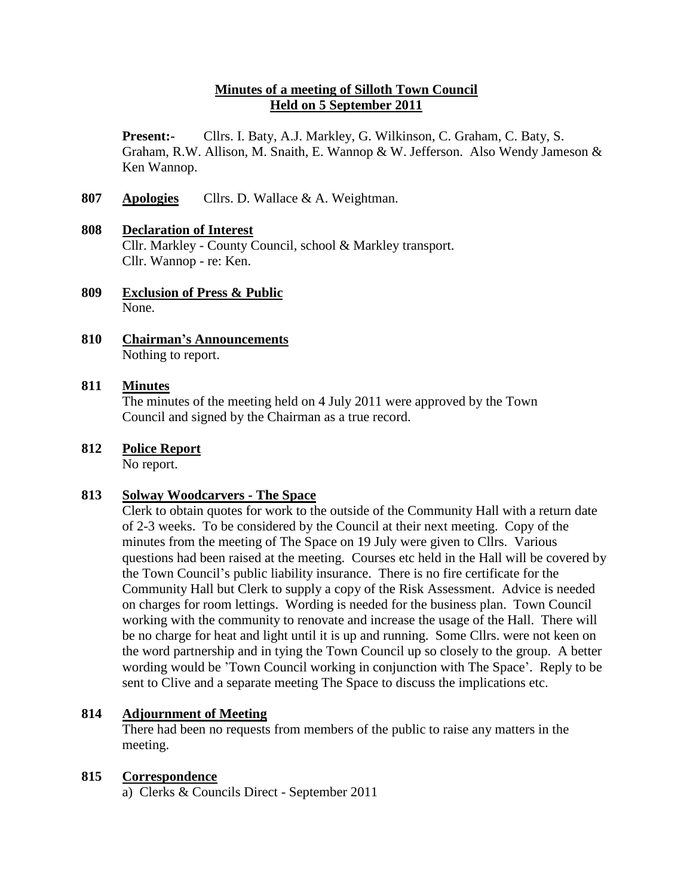# Minutes of a meeting of Silloth Town Council
# Held on 5 September 2011

**Present:-** Cllrs. I. Baty, A.J. Markley, G. Wilkinson, C. Graham, C. Baty, S. Graham, R.W. Allison, M. Snaith, E. Wannop & W. Jefferson. Also Wendy Jameson & Ken Wannop.

**807 Apologies** Cllrs. D. Wallace & A. Weightman.

**808 Declaration of Interest**

Cllr. Markley - County Council, school & Markley transport.
Cllr. Wannop - re: Ken.

**809 Exclusion of Press & Public**

None.

**810 Chairman's Announcements**

Nothing to report.

**811 Minutes**

The minutes of the meeting held on 4 July 2011 were approved by the Town Council and signed by the Chairman as a true record.

**812 Police Report**

No report.

**813 Solway Woodcarvers - The Space**

Clerk to obtain quotes for work to the outside of the Community Hall with a return date of 2-3 weeks. To be considered by the Council at their next meeting. Copy of the minutes from the meeting of The Space on 19 July were given to Cllrs. Various questions had been raised at the meeting. Courses etc held in the Hall will be covered by the Town Council's public liability insurance. There is no fire certificate for the Community Hall but Clerk to supply a copy of the Risk Assessment. Advice is needed on charges for room lettings. Wording is needed for the business plan. Town Council working with the community to renovate and increase the usage of the Hall. There will be no charge for heat and light until it is up and running. Some Cllrs. were not keen on the word partnership and in tying the Town Council up so closely to the group. A better wording would be 'Town Council working in conjunction with The Space'. Reply to be sent to Clive and a separate meeting The Space to discuss the implications etc.

**814 Adjournment of Meeting**

There had been no requests from members of the public to raise any matters in the meeting.

**815 Correspondence**

a) Clerks & Councils Direct - September 2011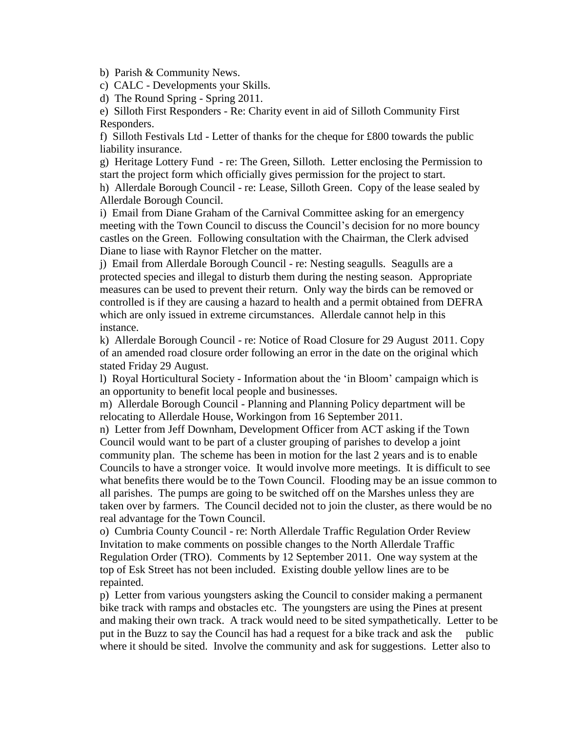b) Parish & Community News.

c) CALC - Developments your Skills.

d) The Round Spring - Spring 2011.

e) Silloth First Responders - Re: Charity event in aid of Silloth Community First Responders.

f) Silloth Festivals Ltd - Letter of thanks for the cheque for £800 towards the public liability insurance.

g) Heritage Lottery Fund - re: The Green, Silloth. Letter enclosing the Permission to start the project form which officially gives permission for the project to start.

h) Allerdale Borough Council - re: Lease, Silloth Green. Copy of the lease sealed by Allerdale Borough Council.

i) Email from Diane Graham of the Carnival Committee asking for an emergency meeting with the Town Council to discuss the Council's decision for no more bouncy castles on the Green. Following consultation with the Chairman, the Clerk advised Diane to liase with Raynor Fletcher on the matter.

j) Email from Allerdale Borough Council - re: Nesting seagulls. Seagulls are a protected species and illegal to disturb them during the nesting season. Appropriate measures can be used to prevent their return. Only way the birds can be removed or controlled is if they are causing a hazard to health and a permit obtained from DEFRA which are only issued in extreme circumstances. Allerdale cannot help in this instance.

k) Allerdale Borough Council - re: Notice of Road Closure for 29 August 2011. Copy of an amended road closure order following an error in the date on the original which stated Friday 29 August.

l) Royal Horticultural Society - Information about the 'in Bloom' campaign which is an opportunity to benefit local people and businesses.

m) Allerdale Borough Council - Planning and Planning Policy department will be relocating to Allerdale House, Workingon from 16 September 2011.

n) Letter from Jeff Downham, Development Officer from ACT asking if the Town Council would want to be part of a cluster grouping of parishes to develop a joint community plan. The scheme has been in motion for the last 2 years and is to enable Councils to have a stronger voice. It would involve more meetings. It is difficult to see what benefits there would be to the Town Council. Flooding may be an issue common to all parishes. The pumps are going to be switched off on the Marshes unless they are taken over by farmers. The Council decided not to join the cluster, as there would be no real advantage for the Town Council.

o) Cumbria County Council - re: North Allerdale Traffic Regulation Order Review Invitation to make comments on possible changes to the North Allerdale Traffic Regulation Order (TRO). Comments by 12 September 2011. One way system at the top of Esk Street has not been included. Existing double yellow lines are to be repainted.

p) Letter from various youngsters asking the Council to consider making a permanent bike track with ramps and obstacles etc. The youngsters are using the Pines at present and making their own track. A track would need to be sited sympathetically. Letter to be put in the Buzz to say the Council has had a request for a bike track and ask the public where it should be sited. Involve the community and ask for suggestions. Letter also to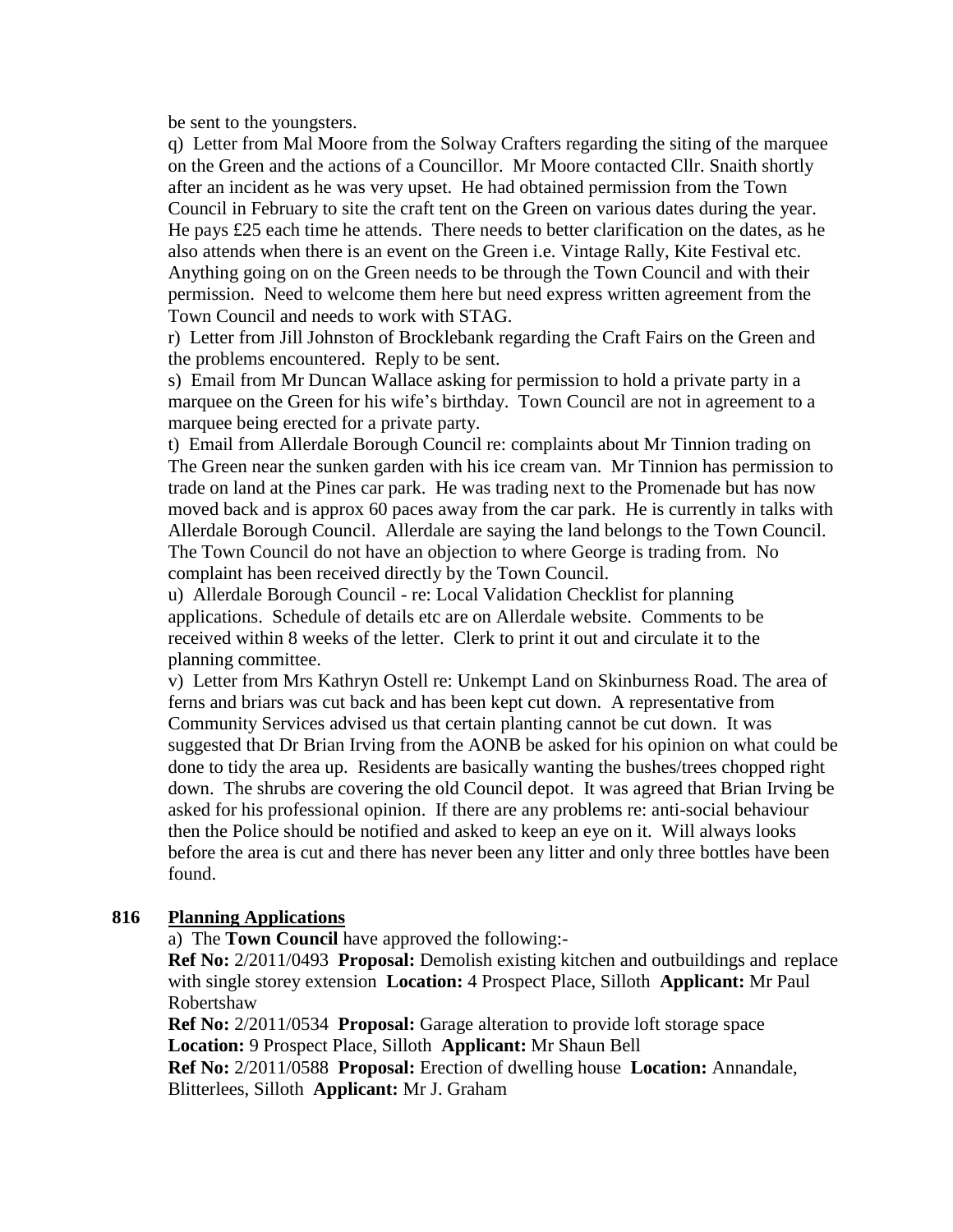be sent to the youngsters.

q) Letter from Mal Moore from the Solway Crafters regarding the siting of the marquee on the Green and the actions of a Councillor. Mr Moore contacted Cllr. Snaith shortly after an incident as he was very upset. He had obtained permission from the Town Council in February to site the craft tent on the Green on various dates during the year. He pays £25 each time he attends. There needs to better clarification on the dates, as he also attends when there is an event on the Green i.e. Vintage Rally, Kite Festival etc. Anything going on on the Green needs to be through the Town Council and with their permission. Need to welcome them here but need express written agreement from the Town Council and needs to work with STAG.

r) Letter from Jill Johnston of Brocklebank regarding the Craft Fairs on the Green and the problems encountered. Reply to be sent.

s) Email from Mr Duncan Wallace asking for permission to hold a private party in a marquee on the Green for his wife's birthday. Town Council are not in agreement to a marquee being erected for a private party.

t) Email from Allerdale Borough Council re: complaints about Mr Tinnion trading on The Green near the sunken garden with his ice cream van. Mr Tinnion has permission to trade on land at the Pines car park. He was trading next to the Promenade but has now moved back and is approx 60 paces away from the car park. He is currently in talks with Allerdale Borough Council. Allerdale are saying the land belongs to the Town Council. The Town Council do not have an objection to where George is trading from. No complaint has been received directly by the Town Council.

u) Allerdale Borough Council - re: Local Validation Checklist for planning applications. Schedule of details etc are on Allerdale website. Comments to be received within 8 weeks of the letter. Clerk to print it out and circulate it to the planning committee.

v) Letter from Mrs Kathryn Ostell re: Unkempt Land on Skinburness Road. The area of ferns and briars was cut back and has been kept cut down. A representative from Community Services advised us that certain planting cannot be cut down. It was suggested that Dr Brian Irving from the AONB be asked for his opinion on what could be done to tidy the area up. Residents are basically wanting the bushes/trees chopped right down. The shrubs are covering the old Council depot. It was agreed that Brian Irving be asked for his professional opinion. If there are any problems re: anti-social behaviour then the Police should be notified and asked to keep an eye on it. Will always looks before the area is cut and there has never been any litter and only three bottles have been found.

## 816 Planning Applications

a) The **Town Council** have approved the following:-

**Ref No:** 2/2011/0493 **Proposal:** Demolish existing kitchen and outbuildings and replace with single storey extension **Location:** 4 Prospect Place, Silloth **Applicant:** Mr Paul Robertshaw

**Ref No:** 2/2011/0534 **Proposal:** Garage alteration to provide loft storage space **Location:** 9 Prospect Place, Silloth **Applicant:** Mr Shaun Bell

**Ref No:** 2/2011/0588 **Proposal:** Erection of dwelling house **Location:** Annandale, Blitterlees, Silloth **Applicant:** Mr J. Graham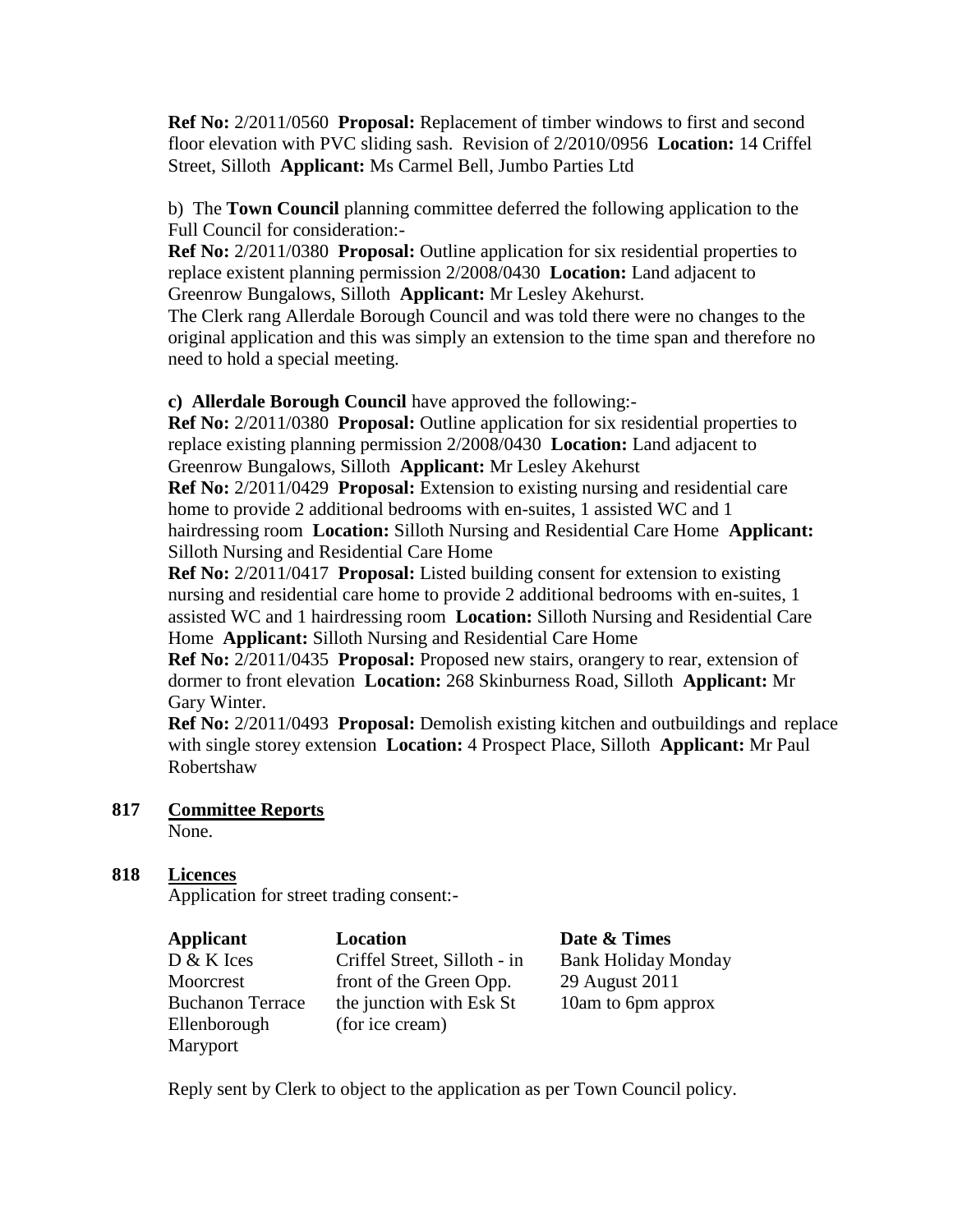**Ref No:** 2/2011/0560 **Proposal:** Replacement of timber windows to first and second floor elevation with PVC sliding sash. Revision of 2/2010/0956 **Location:** 14 Criffel Street, Silloth **Applicant:** Ms Carmel Bell, Jumbo Parties Ltd

b) The **Town Council** planning committee deferred the following application to the Full Council for consideration:-

**Ref No:** 2/2011/0380 **Proposal:** Outline application for six residential properties to replace existent planning permission 2/2008/0430 **Location:** Land adjacent to Greenrow Bungalows, Silloth **Applicant:** Mr Lesley Akehurst.

The Clerk rang Allerdale Borough Council and was told there were no changes to the original application and this was simply an extension to the time span and therefore no need to hold a special meeting.

**c) Allerdale Borough Council** have approved the following:-

**Ref No:** 2/2011/0380 **Proposal:** Outline application for six residential properties to replace existing planning permission 2/2008/0430 **Location:** Land adjacent to Greenrow Bungalows, Silloth **Applicant:** Mr Lesley Akehurst

**Ref No:** 2/2011/0429 **Proposal:** Extension to existing nursing and residential care home to provide 2 additional bedrooms with en-suites, 1 assisted WC and 1 hairdressing room **Location:** Silloth Nursing and Residential Care Home **Applicant:** Silloth Nursing and Residential Care Home

**Ref No:** 2/2011/0417 **Proposal:** Listed building consent for extension to existing nursing and residential care home to provide 2 additional bedrooms with en-suites, 1 assisted WC and 1 hairdressing room **Location:** Silloth Nursing and Residential Care Home **Applicant:** Silloth Nursing and Residential Care Home

**Ref No:** 2/2011/0435 **Proposal:** Proposed new stairs, orangery to rear, extension of dormer to front elevation **Location:** 268 Skinburness Road, Silloth **Applicant:** Mr Gary Winter.

**Ref No:** 2/2011/0493 **Proposal:** Demolish existing kitchen and outbuildings and replace with single storey extension **Location:** 4 Prospect Place, Silloth **Applicant:** Mr Paul Robertshaw

## 817 Committee Reports

None.

## 818 Licences

Application for street trading consent:-

| **Applicant** | **Location** | **Date & Times** |
|---|---|---|
| D & K Ices<br>Moorcrest<br>Buchanon Terrace<br>Ellenborough<br>Maryport | Criffel Street, Silloth - in front of the Green Opp. the junction with Esk St (for ice cream) | Bank Holiday Monday<br>29 August 2011<br>10am to 6pm approx |

Reply sent by Clerk to object to the application as per Town Council policy.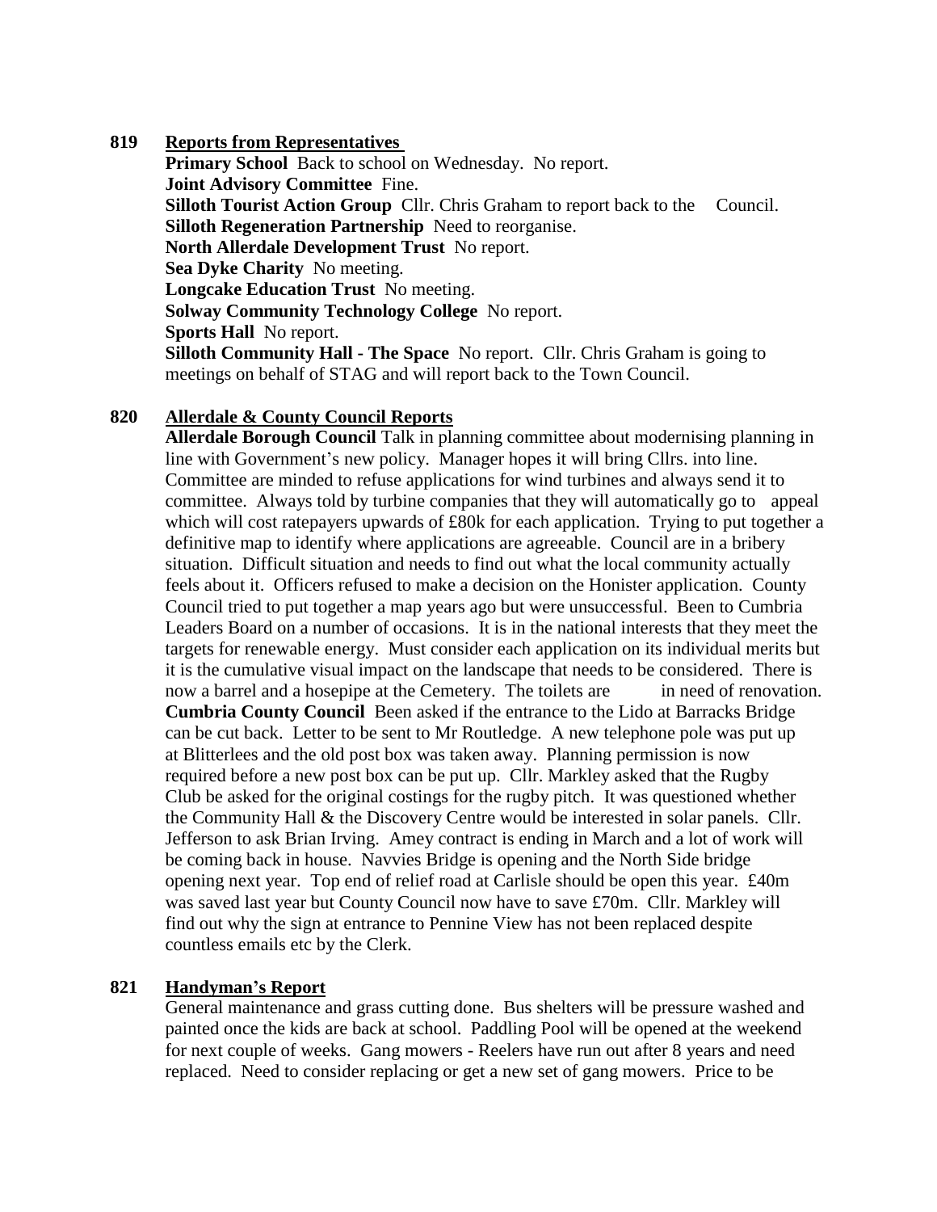## 819 Reports from Representatives

**Primary School** Back to school on Wednesday. No report.
**Joint Advisory Committee** Fine.
**Silloth Tourist Action Group** Cllr. Chris Graham to report back to the Council.
**Silloth Regeneration Partnership** Need to reorganise.
**North Allerdale Development Trust** No report.
**Sea Dyke Charity** No meeting.
**Longcake Education Trust** No meeting.
**Solway Community Technology College** No report.
**Sports Hall** No report.
**Silloth Community Hall - The Space** No report. Cllr. Chris Graham is going to meetings on behalf of STAG and will report back to the Town Council.

## 820 Allerdale & County Council Reports

**Allerdale Borough Council** Talk in planning committee about modernising planning in line with Government's new policy. Manager hopes it will bring Cllrs. into line. Committee are minded to refuse applications for wind turbines and always send it to committee. Always told by turbine companies that they will automatically go to appeal which will cost ratepayers upwards of £80k for each application. Trying to put together a definitive map to identify where applications are agreeable. Council are in a bribery situation. Difficult situation and needs to find out what the local community actually feels about it. Officers refused to make a decision on the Honister application. County Council tried to put together a map years ago but were unsuccessful. Been to Cumbria Leaders Board on a number of occasions. It is in the national interests that they meet the targets for renewable energy. Must consider each application on its individual merits but it is the cumulative visual impact on the landscape that needs to be considered. There is now a barrel and a hosepipe at the Cemetery. The toilets are in need of renovation.
**Cumbria County Council** Been asked if the entrance to the Lido at Barracks Bridge can be cut back. Letter to be sent to Mr Routledge. A new telephone pole was put up at Blitterlees and the old post box was taken away. Planning permission is now required before a new post box can be put up. Cllr. Markley asked that the Rugby Club be asked for the original costings for the rugby pitch. It was questioned whether the Community Hall & the Discovery Centre would be interested in solar panels. Cllr. Jefferson to ask Brian Irving. Amey contract is ending in March and a lot of work will be coming back in house. Navvies Bridge is opening and the North Side bridge opening next year. Top end of relief road at Carlisle should be open this year. £40m was saved last year but County Council now have to save £70m. Cllr. Markley will find out why the sign at entrance to Pennine View has not been replaced despite countless emails etc by the Clerk.

## 821 Handyman's Report

General maintenance and grass cutting done. Bus shelters will be pressure washed and painted once the kids are back at school. Paddling Pool will be opened at the weekend for next couple of weeks. Gang mowers - Reelers have run out after 8 years and need replaced. Need to consider replacing or get a new set of gang mowers. Price to be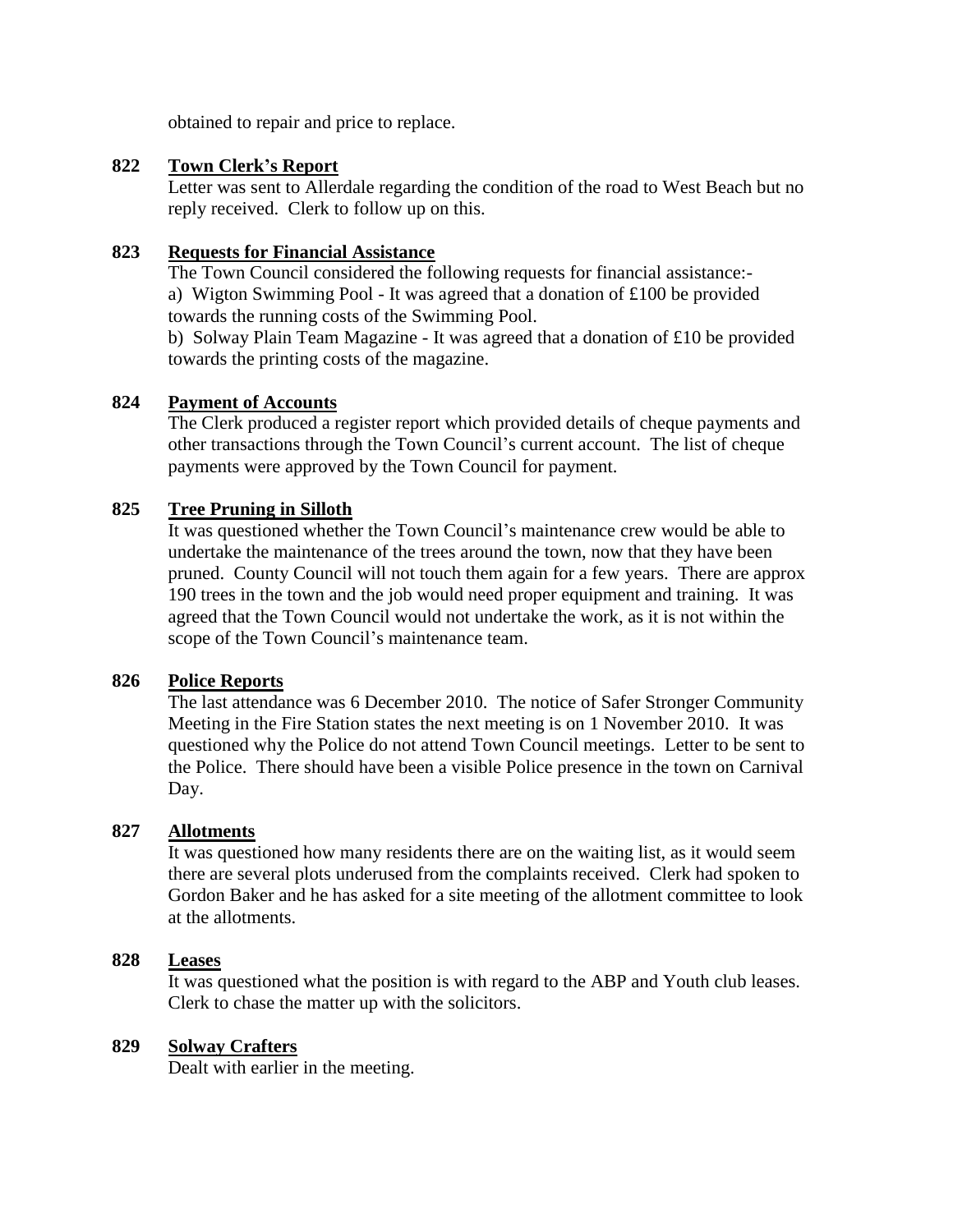obtained to repair and price to replace.

## 822 Town Clerk's Report

Letter was sent to Allerdale regarding the condition of the road to West Beach but no reply received. Clerk to follow up on this.

## 823 Requests for Financial Assistance

The Town Council considered the following requests for financial assistance:-

a) Wigton Swimming Pool - It was agreed that a donation of £100 be provided towards the running costs of the Swimming Pool.

b) Solway Plain Team Magazine - It was agreed that a donation of £10 be provided towards the printing costs of the magazine.

## 824 Payment of Accounts

The Clerk produced a register report which provided details of cheque payments and other transactions through the Town Council's current account. The list of cheque payments were approved by the Town Council for payment.

## 825 Tree Pruning in Silloth

It was questioned whether the Town Council's maintenance crew would be able to undertake the maintenance of the trees around the town, now that they have been pruned. County Council will not touch them again for a few years. There are approx 190 trees in the town and the job would need proper equipment and training. It was agreed that the Town Council would not undertake the work, as it is not within the scope of the Town Council's maintenance team.

## 826 Police Reports

The last attendance was 6 December 2010. The notice of Safer Stronger Community Meeting in the Fire Station states the next meeting is on 1 November 2010. It was questioned why the Police do not attend Town Council meetings. Letter to be sent to the Police. There should have been a visible Police presence in the town on Carnival Day.

## 827 Allotments

It was questioned how many residents there are on the waiting list, as it would seem there are several plots underused from the complaints received. Clerk had spoken to Gordon Baker and he has asked for a site meeting of the allotment committee to look at the allotments.

## 828 Leases

It was questioned what the position is with regard to the ABP and Youth club leases. Clerk to chase the matter up with the solicitors.

## 829 Solway Crafters

Dealt with earlier in the meeting.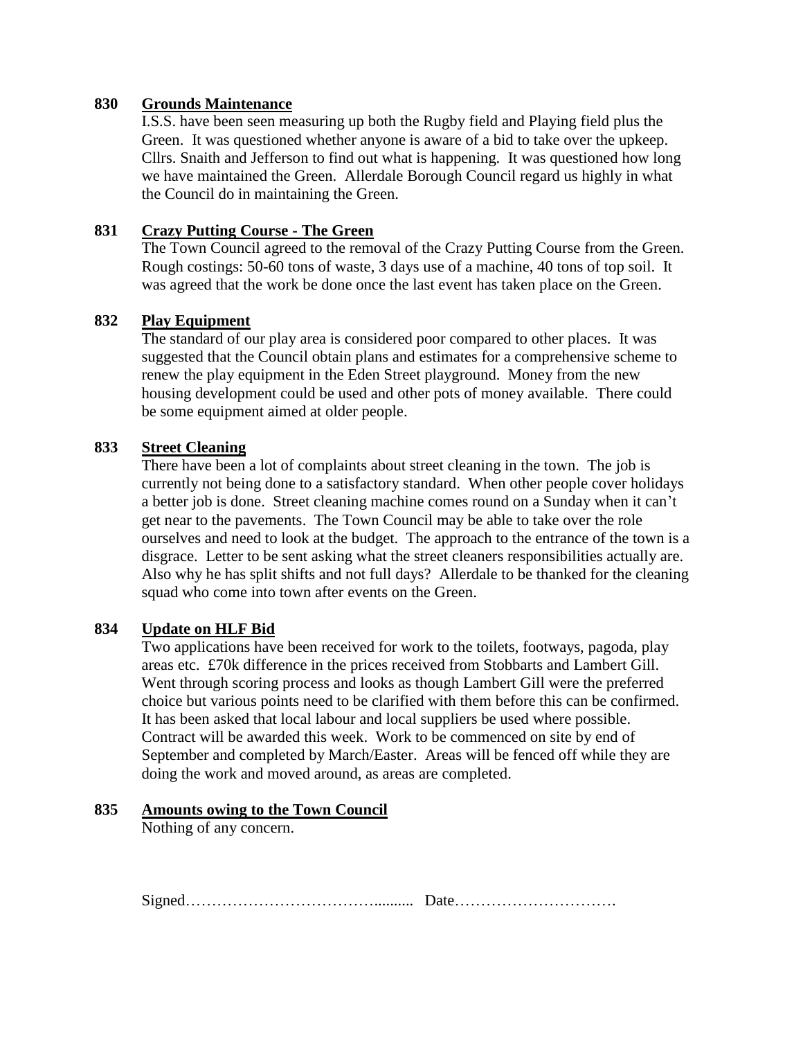**830 Grounds Maintenance**

I.S.S. have been seen measuring up both the Rugby field and Playing field plus the Green. It was questioned whether anyone is aware of a bid to take over the upkeep. Cllrs. Snaith and Jefferson to find out what is happening. It was questioned how long we have maintained the Green. Allerdale Borough Council regard us highly in what the Council do in maintaining the Green.

**831 Crazy Putting Course - The Green**

The Town Council agreed to the removal of the Crazy Putting Course from the Green. Rough costings: 50-60 tons of waste, 3 days use of a machine, 40 tons of top soil. It was agreed that the work be done once the last event has taken place on the Green.

**832 Play Equipment**

The standard of our play area is considered poor compared to other places. It was suggested that the Council obtain plans and estimates for a comprehensive scheme to renew the play equipment in the Eden Street playground. Money from the new housing development could be used and other pots of money available. There could be some equipment aimed at older people.

**833 Street Cleaning**

There have been a lot of complaints about street cleaning in the town. The job is currently not being done to a satisfactory standard. When other people cover holidays a better job is done. Street cleaning machine comes round on a Sunday when it can't get near to the pavements. The Town Council may be able to take over the role ourselves and need to look at the budget. The approach to the entrance of the town is a disgrace. Letter to be sent asking what the street cleaners responsibilities actually are. Also why he has split shifts and not full days? Allerdale to be thanked for the cleaning squad who come into town after events on the Green.

**834 Update on HLF Bid**

Two applications have been received for work to the toilets, footways, pagoda, play areas etc. £70k difference in the prices received from Stobbarts and Lambert Gill. Went through scoring process and looks as though Lambert Gill were the preferred choice but various points need to be clarified with them before this can be confirmed. It has been asked that local labour and local suppliers be used where possible. Contract will be awarded this week. Work to be commenced on site by end of September and completed by March/Easter. Areas will be fenced off while they are doing the work and moved around, as areas are completed.

**835 Amounts owing to the Town Council**

Nothing of any concern.

Signed………………………………......... Date………………………….